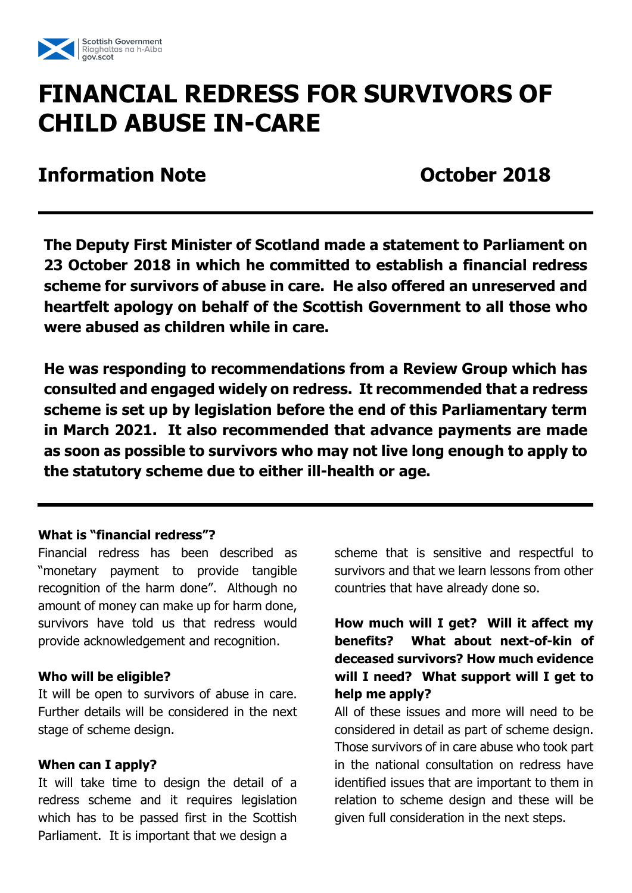Scottish Government
Riaghaltas na h-Alba
gov.scot

# FINANCIAL REDRESS FOR SURVIVORS OF CHILD ABUSE IN-CARE

## Information Note October 2018

---

**The Deputy First Minister of Scotland made a statement to Parliament on 23 October 2018 in which he committed to establish a financial redress scheme for survivors of abuse in care. He also offered an unreserved and heartfelt apology on behalf of the Scottish Government to all those who were abused as children while in care.**

**He was responding to recommendations from a Review Group which has consulted and engaged widely on redress. It recommended that a redress scheme is set up by legislation before the end of this Parliamentary term in March 2021. It also recommended that advance payments are made as soon as possible to survivors who may not live long enough to apply to the statutory scheme due to either ill-health or age.**

---

**What is "financial redress"?**

Financial redress has been described as "monetary payment to provide tangible recognition of the harm done". Although no amount of money can make up for harm done, survivors have told us that redress would provide acknowledgement and recognition.

**Who will be eligible?**

It will be open to survivors of abuse in care. Further details will be considered in the next stage of scheme design.

**When can I apply?**

It will take time to design the detail of a redress scheme and it requires legislation which has to be passed first in the Scottish Parliament. It is important that we design a scheme that is sensitive and respectful to survivors and that we learn lessons from other countries that have already done so.

**How much will I get? Will it affect my benefits? What about next-of-kin of deceased survivors? How much evidence will I need? What support will I get to help me apply?**

All of these issues and more will need to be considered in detail as part of scheme design. Those survivors of in care abuse who took part in the national consultation on redress have identified issues that are important to them in relation to scheme design and these will be given full consideration in the next steps.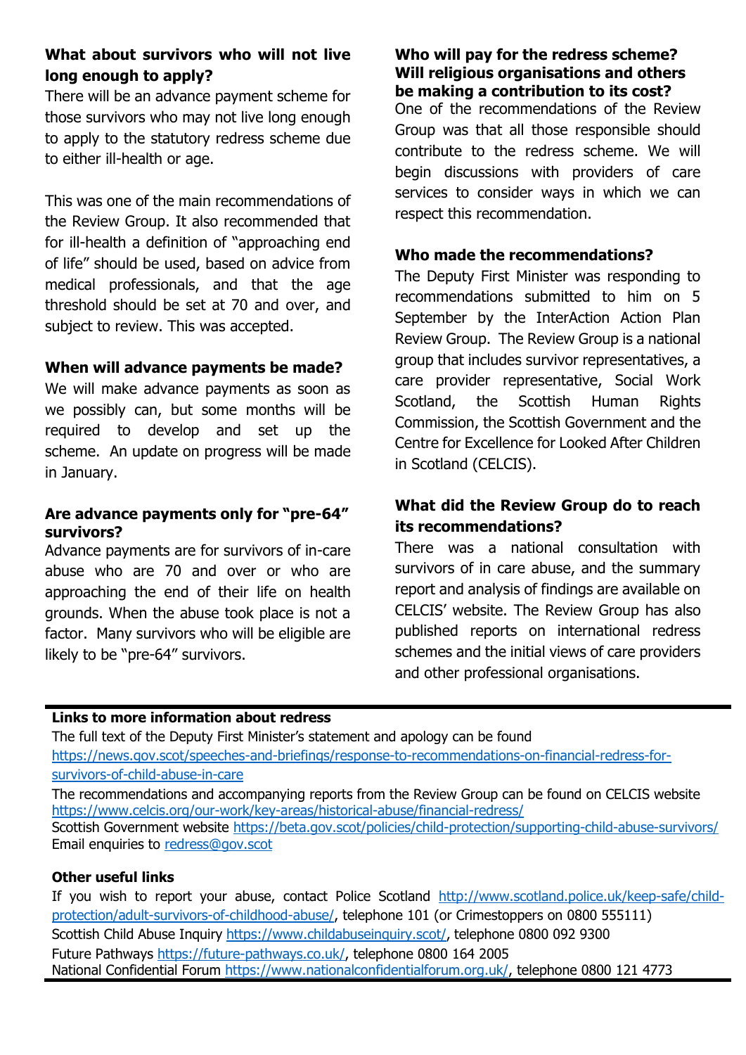### What about survivors who will not live long enough to apply?

There will be an advance payment scheme for those survivors who may not live long enough to apply to the statutory redress scheme due to either ill-health or age.

This was one of the main recommendations of the Review Group. It also recommended that for ill-health a definition of "approaching end of life" should be used, based on advice from medical professionals, and that the age threshold should be set at 70 and over, and subject to review. This was accepted.

### When will advance payments be made?

We will make advance payments as soon as we possibly can, but some months will be required to develop and set up the scheme. An update on progress will be made in January.

### Are advance payments only for "pre-64" survivors?

Advance payments are for survivors of in-care abuse who are 70 and over or who are approaching the end of their life on health grounds. When the abuse took place is not a factor. Many survivors who will be eligible are likely to be "pre-64" survivors.

### Who will pay for the redress scheme? Will religious organisations and others be making a contribution to its cost?

One of the recommendations of the Review Group was that all those responsible should contribute to the redress scheme. We will begin discussions with providers of care services to consider ways in which we can respect this recommendation.

### Who made the recommendations?

The Deputy First Minister was responding to recommendations submitted to him on 5 September by the InterAction Action Plan Review Group. The Review Group is a national group that includes survivor representatives, a care provider representative, Social Work Scotland, the Scottish Human Rights Commission, the Scottish Government and the Centre for Excellence for Looked After Children in Scotland (CELCIS).

### What did the Review Group do to reach its recommendations?

There was a national consultation with survivors of in care abuse, and the summary report and analysis of findings are available on CELCIS' website. The Review Group has also published reports on international redress schemes and the initial views of care providers and other professional organisations.

---

**Links to more information about redress**

The full text of the Deputy First Minister's statement and apology can be found https://news.gov.scot/speeches-and-briefings/response-to-recommendations-on-financial-redress-for-survivors-of-child-abuse-in-care

The recommendations and accompanying reports from the Review Group can be found on CELCIS website https://www.celcis.org/our-work/key-areas/historical-abuse/financial-redress/

Scottish Government website https://beta.gov.scot/policies/child-protection/supporting-child-abuse-survivors/

Email enquiries to redress@gov.scot

**Other useful links**

If you wish to report your abuse, contact Police Scotland http://www.scotland.police.uk/keep-safe/child-protection/adult-survivors-of-childhood-abuse/, telephone 101 (or Crimestoppers on 0800 555111)

Scottish Child Abuse Inquiry https://www.childabuseinquiry.scot/, telephone 0800 092 9300

Future Pathways https://future-pathways.co.uk/, telephone 0800 164 2005

National Confidential Forum https://www.nationalconfidentialforum.org.uk/, telephone 0800 121 4773